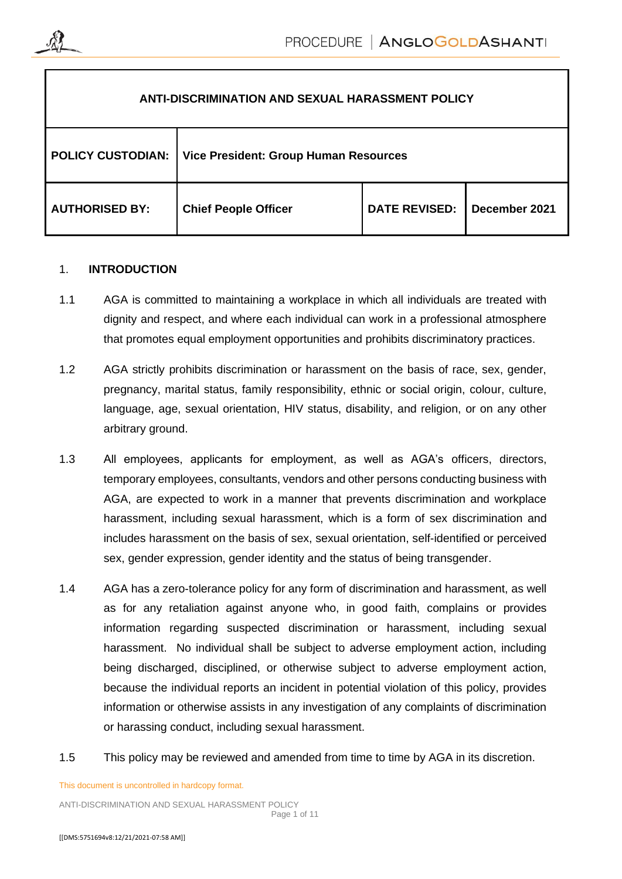| ANTI-DISCRIMINATION AND SEXUAL HARASSMENT POLICY | | | |
|---|---|---|---|
| **POLICY CUSTODIAN:** | **Vice President: Group Human Resources** | | |
| **AUTHORISED BY:** | **Chief People Officer** | **DATE REVISED:** | **December 2021** |

## 1. INTRODUCTION

1.1 AGA is committed to maintaining a workplace in which all individuals are treated with dignity and respect, and where each individual can work in a professional atmosphere that promotes equal employment opportunities and prohibits discriminatory practices.

1.2 AGA strictly prohibits discrimination or harassment on the basis of race, sex, gender, pregnancy, marital status, family responsibility, ethnic or social origin, colour, culture, language, age, sexual orientation, HIV status, disability, and religion, or on any other arbitrary ground.

1.3 All employees, applicants for employment, as well as AGA's officers, directors, temporary employees, consultants, vendors and other persons conducting business with AGA, are expected to work in a manner that prevents discrimination and workplace harassment, including sexual harassment, which is a form of sex discrimination and includes harassment on the basis of sex, sexual orientation, self-identified or perceived sex, gender expression, gender identity and the status of being transgender.

1.4 AGA has a zero-tolerance policy for any form of discrimination and harassment, as well as for any retaliation against anyone who, in good faith, complains or provides information regarding suspected discrimination or harassment, including sexual harassment. No individual shall be subject to adverse employment action, including being discharged, disciplined, or otherwise subject to adverse employment action, because the individual reports an incident in potential violation of this policy, provides information or otherwise assists in any investigation of any complaints of discrimination or harassing conduct, including sexual harassment.

1.5 This policy may be reviewed and amended from time to time by AGA in its discretion.

This document is uncontrolled in hardcopy format.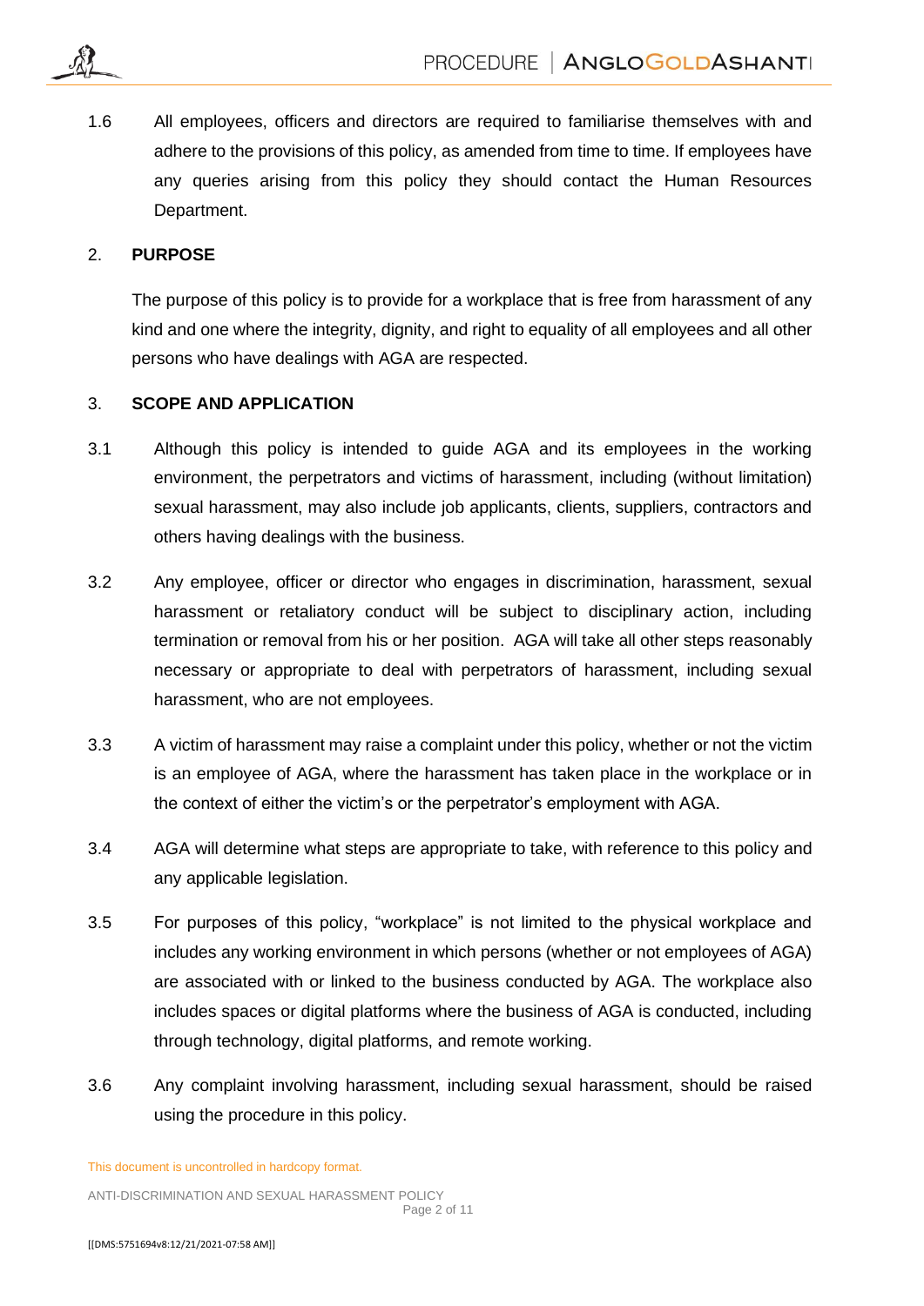1.6 All employees, officers and directors are required to familiarise themselves with and adhere to the provisions of this policy, as amended from time to time. If employees have any queries arising from this policy they should contact the Human Resources Department.

## 2. PURPOSE

The purpose of this policy is to provide for a workplace that is free from harassment of any kind and one where the integrity, dignity, and right to equality of all employees and all other persons who have dealings with AGA are respected.

## 3. SCOPE AND APPLICATION

3.1 Although this policy is intended to guide AGA and its employees in the working environment, the perpetrators and victims of harassment, including (without limitation) sexual harassment, may also include job applicants, clients, suppliers, contractors and others having dealings with the business.

3.2 Any employee, officer or director who engages in discrimination, harassment, sexual harassment or retaliatory conduct will be subject to disciplinary action, including termination or removal from his or her position. AGA will take all other steps reasonably necessary or appropriate to deal with perpetrators of harassment, including sexual harassment, who are not employees.

3.3 A victim of harassment may raise a complaint under this policy, whether or not the victim is an employee of AGA, where the harassment has taken place in the workplace or in the context of either the victim's or the perpetrator's employment with AGA.

3.4 AGA will determine what steps are appropriate to take, with reference to this policy and any applicable legislation.

3.5 For purposes of this policy, "workplace" is not limited to the physical workplace and includes any working environment in which persons (whether or not employees of AGA) are associated with or linked to the business conducted by AGA. The workplace also includes spaces or digital platforms where the business of AGA is conducted, including through technology, digital platforms, and remote working.

3.6 Any complaint involving harassment, including sexual harassment, should be raised using the procedure in this policy.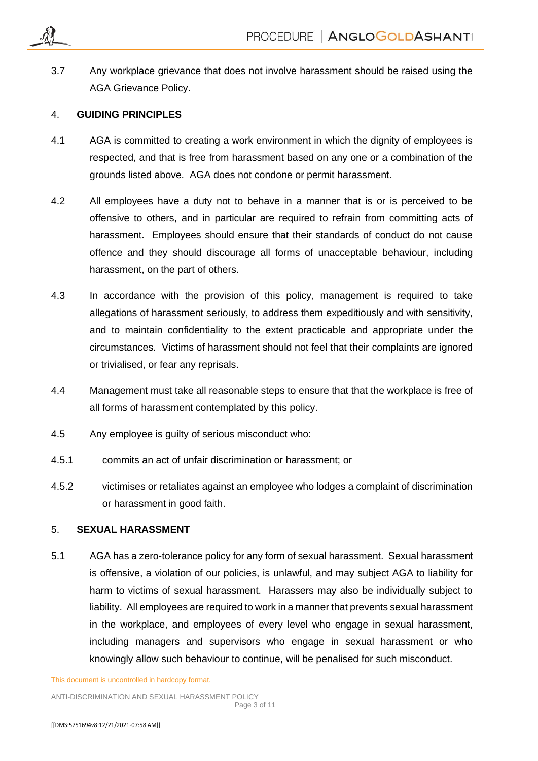3.7 Any workplace grievance that does not involve harassment should be raised using the AGA Grievance Policy.

## 4. GUIDING PRINCIPLES

4.1 AGA is committed to creating a work environment in which the dignity of employees is respected, and that is free from harassment based on any one or a combination of the grounds listed above. AGA does not condone or permit harassment.

4.2 All employees have a duty not to behave in a manner that is or is perceived to be offensive to others, and in particular are required to refrain from committing acts of harassment. Employees should ensure that their standards of conduct do not cause offence and they should discourage all forms of unacceptable behaviour, including harassment, on the part of others.

4.3 In accordance with the provision of this policy, management is required to take allegations of harassment seriously, to address them expeditiously and with sensitivity, and to maintain confidentiality to the extent practicable and appropriate under the circumstances. Victims of harassment should not feel that their complaints are ignored or trivialised, or fear any reprisals.

4.4 Management must take all reasonable steps to ensure that that the workplace is free of all forms of harassment contemplated by this policy.

4.5 Any employee is guilty of serious misconduct who:

4.5.1 commits an act of unfair discrimination or harassment; or

4.5.2 victimises or retaliates against an employee who lodges a complaint of discrimination or harassment in good faith.

## 5. SEXUAL HARASSMENT

5.1 AGA has a zero-tolerance policy for any form of sexual harassment. Sexual harassment is offensive, a violation of our policies, is unlawful, and may subject AGA to liability for harm to victims of sexual harassment. Harassers may also be individually subject to liability. All employees are required to work in a manner that prevents sexual harassment in the workplace, and employees of every level who engage in sexual harassment, including managers and supervisors who engage in sexual harassment or who knowingly allow such behaviour to continue, will be penalised for such misconduct.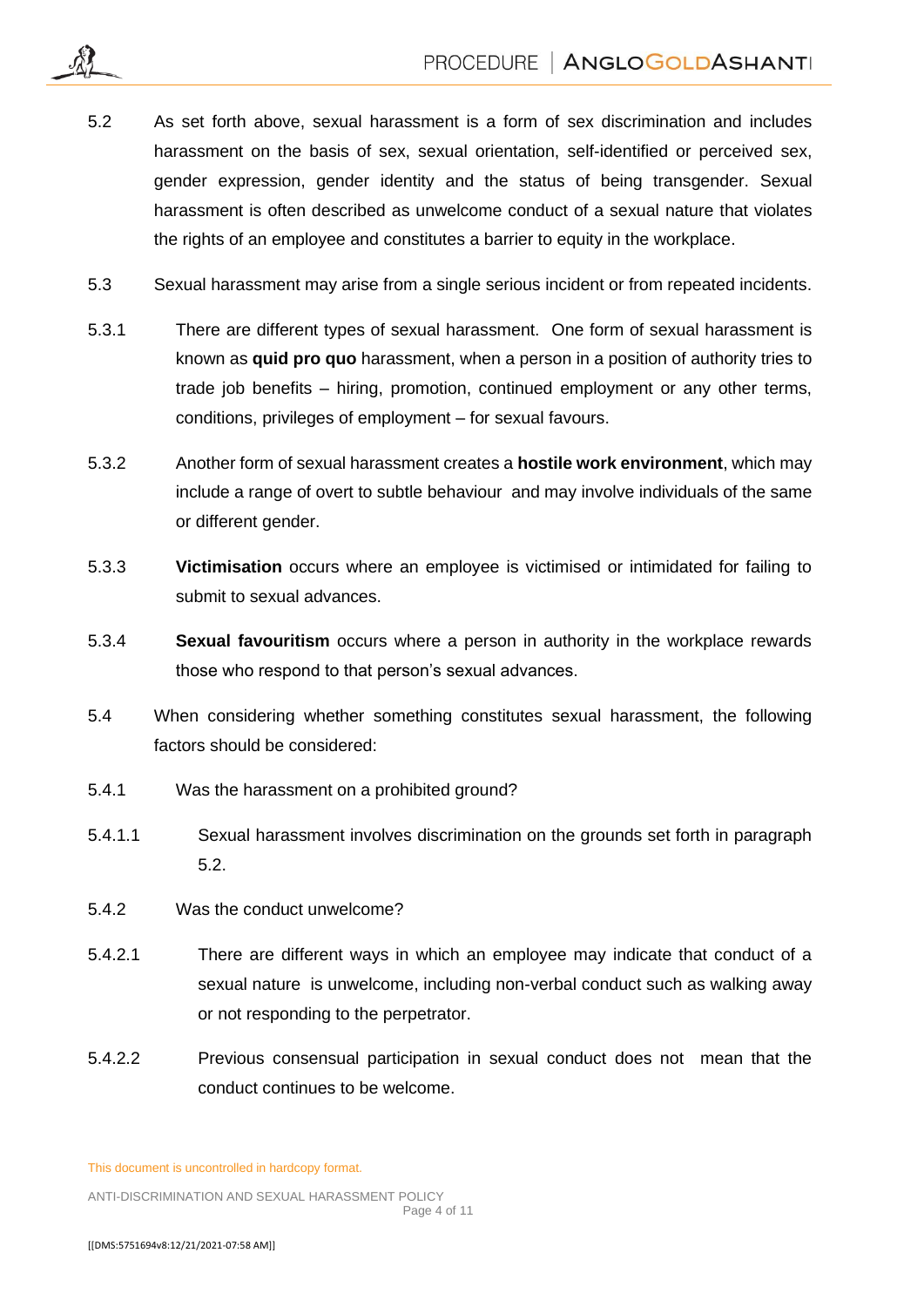5.2 As set forth above, sexual harassment is a form of sex discrimination and includes harassment on the basis of sex, sexual orientation, self-identified or perceived sex, gender expression, gender identity and the status of being transgender. Sexual harassment is often described as unwelcome conduct of a sexual nature that violates the rights of an employee and constitutes a barrier to equity in the workplace.

5.3 Sexual harassment may arise from a single serious incident or from repeated incidents.

5.3.1 There are different types of sexual harassment. One form of sexual harassment is known as **quid pro quo** harassment, when a person in a position of authority tries to trade job benefits – hiring, promotion, continued employment or any other terms, conditions, privileges of employment – for sexual favours.

5.3.2 Another form of sexual harassment creates a **hostile work environment**, which may include a range of overt to subtle behaviour and may involve individuals of the same or different gender.

5.3.3 **Victimisation** occurs where an employee is victimised or intimidated for failing to submit to sexual advances.

5.3.4 **Sexual favouritism** occurs where a person in authority in the workplace rewards those who respond to that person's sexual advances.

5.4 When considering whether something constitutes sexual harassment, the following factors should be considered:

5.4.1 Was the harassment on a prohibited ground?

5.4.1.1 Sexual harassment involves discrimination on the grounds set forth in paragraph 5.2.

5.4.2 Was the conduct unwelcome?

5.4.2.1 There are different ways in which an employee may indicate that conduct of a sexual nature is unwelcome, including non-verbal conduct such as walking away or not responding to the perpetrator.

5.4.2.2 Previous consensual participation in sexual conduct does not mean that the conduct continues to be welcome.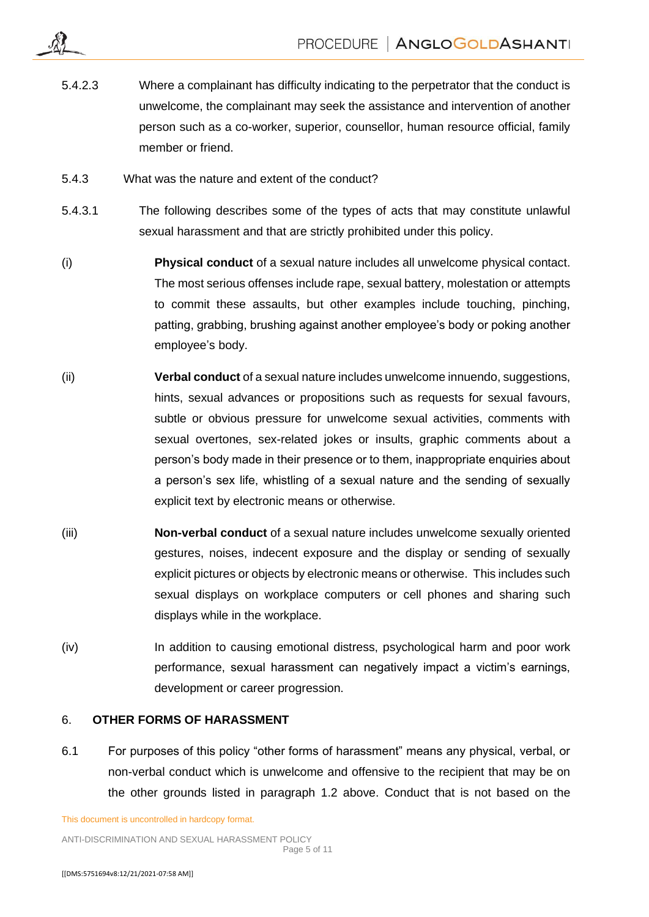5.4.2.3 Where a complainant has difficulty indicating to the perpetrator that the conduct is unwelcome, the complainant may seek the assistance and intervention of another person such as a co-worker, superior, counsellor, human resource official, family member or friend.

5.4.3 What was the nature and extent of the conduct?

5.4.3.1 The following describes some of the types of acts that may constitute unlawful sexual harassment and that are strictly prohibited under this policy.

(i) **Physical conduct** of a sexual nature includes all unwelcome physical contact. The most serious offenses include rape, sexual battery, molestation or attempts to commit these assaults, but other examples include touching, pinching, patting, grabbing, brushing against another employee's body or poking another employee's body.

(ii) **Verbal conduct** of a sexual nature includes unwelcome innuendo, suggestions, hints, sexual advances or propositions such as requests for sexual favours, subtle or obvious pressure for unwelcome sexual activities, comments with sexual overtones, sex-related jokes or insults, graphic comments about a person's body made in their presence or to them, inappropriate enquiries about a person's sex life, whistling of a sexual nature and the sending of sexually explicit text by electronic means or otherwise.

(iii) **Non-verbal conduct** of a sexual nature includes unwelcome sexually oriented gestures, noises, indecent exposure and the display or sending of sexually explicit pictures or objects by electronic means or otherwise. This includes such sexual displays on workplace computers or cell phones and sharing such displays while in the workplace.

(iv) In addition to causing emotional distress, psychological harm and poor work performance, sexual harassment can negatively impact a victim's earnings, development or career progression.

## 6. OTHER FORMS OF HARASSMENT

6.1 For purposes of this policy "other forms of harassment" means any physical, verbal, or non-verbal conduct which is unwelcome and offensive to the recipient that may be on the other grounds listed in paragraph 1.2 above. Conduct that is not based on the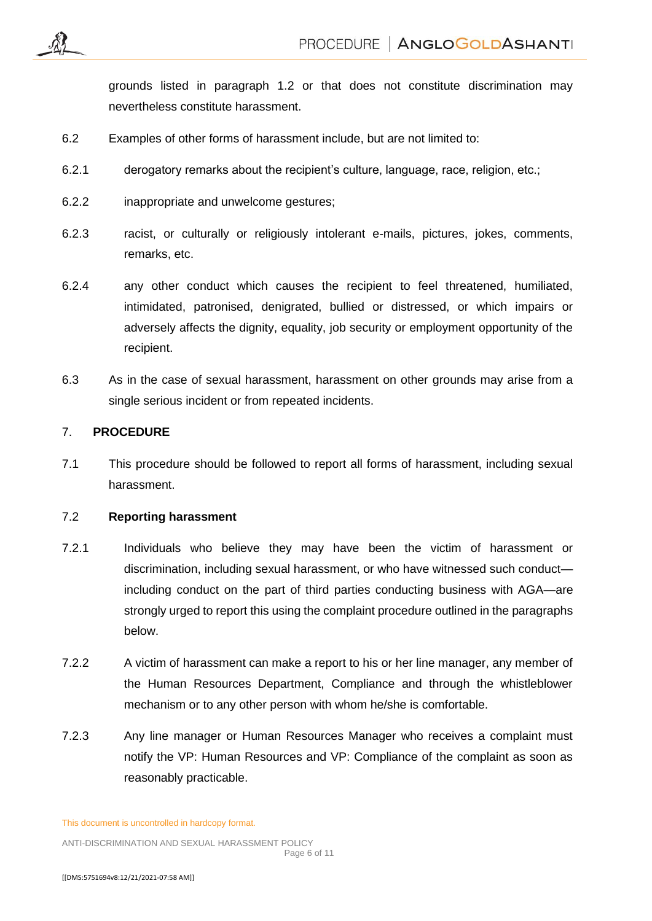grounds listed in paragraph 1.2 or that does not constitute discrimination may nevertheless constitute harassment.

6.2 Examples of other forms of harassment include, but are not limited to:

6.2.1 derogatory remarks about the recipient's culture, language, race, religion, etc.;

6.2.2 inappropriate and unwelcome gestures;

6.2.3 racist, or culturally or religiously intolerant e-mails, pictures, jokes, comments, remarks, etc.

6.2.4 any other conduct which causes the recipient to feel threatened, humiliated, intimidated, patronised, denigrated, bullied or distressed, or which impairs or adversely affects the dignity, equality, job security or employment opportunity of the recipient.

6.3 As in the case of sexual harassment, harassment on other grounds may arise from a single serious incident or from repeated incidents.

## 7. PROCEDURE

7.1 This procedure should be followed to report all forms of harassment, including sexual harassment.

### 7.2 Reporting harassment

7.2.1 Individuals who believe they may have been the victim of harassment or discrimination, including sexual harassment, or who have witnessed such conduct—including conduct on the part of third parties conducting business with AGA—are strongly urged to report this using the complaint procedure outlined in the paragraphs below.

7.2.2 A victim of harassment can make a report to his or her line manager, any member of the Human Resources Department, Compliance and through the whistleblower mechanism or to any other person with whom he/she is comfortable.

7.2.3 Any line manager or Human Resources Manager who receives a complaint must notify the VP: Human Resources and VP: Compliance of the complaint as soon as reasonably practicable.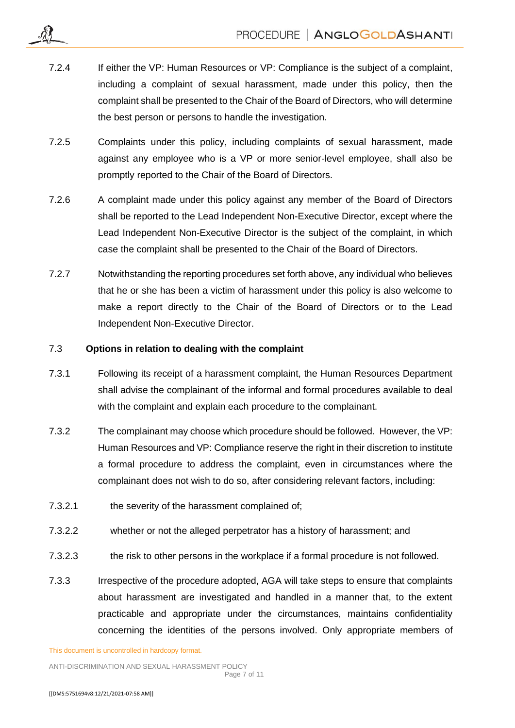7.2.4 If either the VP: Human Resources or VP: Compliance is the subject of a complaint, including a complaint of sexual harassment, made under this policy, then the complaint shall be presented to the Chair of the Board of Directors, who will determine the best person or persons to handle the investigation.

7.2.5 Complaints under this policy, including complaints of sexual harassment, made against any employee who is a VP or more senior-level employee, shall also be promptly reported to the Chair of the Board of Directors.

7.2.6 A complaint made under this policy against any member of the Board of Directors shall be reported to the Lead Independent Non-Executive Director, except where the Lead Independent Non-Executive Director is the subject of the complaint, in which case the complaint shall be presented to the Chair of the Board of Directors.

7.2.7 Notwithstanding the reporting procedures set forth above, any individual who believes that he or she has been a victim of harassment under this policy is also welcome to make a report directly to the Chair of the Board of Directors or to the Lead Independent Non-Executive Director.

### 7.3 Options in relation to dealing with the complaint

7.3.1 Following its receipt of a harassment complaint, the Human Resources Department shall advise the complainant of the informal and formal procedures available to deal with the complaint and explain each procedure to the complainant.

7.3.2 The complainant may choose which procedure should be followed. However, the VP: Human Resources and VP: Compliance reserve the right in their discretion to institute a formal procedure to address the complaint, even in circumstances where the complainant does not wish to do so, after considering relevant factors, including:

7.3.2.1 the severity of the harassment complained of;

7.3.2.2 whether or not the alleged perpetrator has a history of harassment; and

7.3.2.3 the risk to other persons in the workplace if a formal procedure is not followed.

7.3.3 Irrespective of the procedure adopted, AGA will take steps to ensure that complaints about harassment are investigated and handled in a manner that, to the extent practicable and appropriate under the circumstances, maintains confidentiality concerning the identities of the persons involved. Only appropriate members of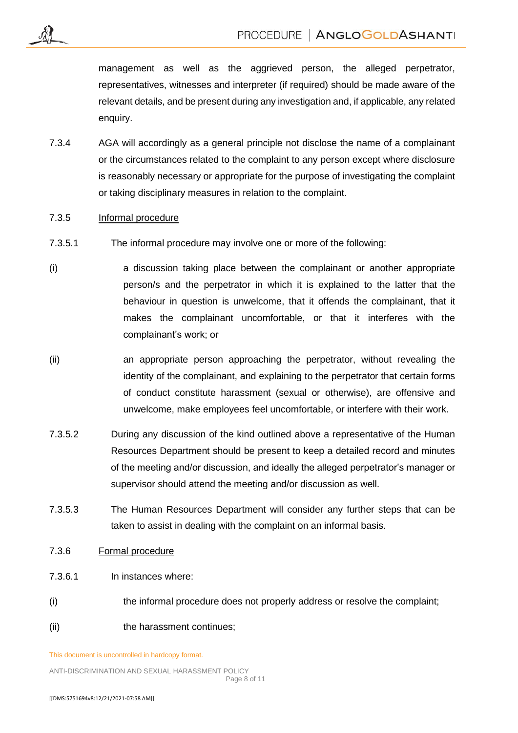management as well as the aggrieved person, the alleged perpetrator, representatives, witnesses and interpreter (if required) should be made aware of the relevant details, and be present during any investigation and, if applicable, any related enquiry.

7.3.4 AGA will accordingly as a general principle not disclose the name of a complainant or the circumstances related to the complaint to any person except where disclosure is reasonably necessary or appropriate for the purpose of investigating the complaint or taking disciplinary measures in relation to the complaint.

7.3.5 <u>Informal procedure</u>

7.3.5.1 The informal procedure may involve one or more of the following:

(i) a discussion taking place between the complainant or another appropriate person/s and the perpetrator in which it is explained to the latter that the behaviour in question is unwelcome, that it offends the complainant, that it makes the complainant uncomfortable, or that it interferes with the complainant's work; or

(ii) an appropriate person approaching the perpetrator, without revealing the identity of the complainant, and explaining to the perpetrator that certain forms of conduct constitute harassment (sexual or otherwise), are offensive and unwelcome, make employees feel uncomfortable, or interfere with their work.

7.3.5.2 During any discussion of the kind outlined above a representative of the Human Resources Department should be present to keep a detailed record and minutes of the meeting and/or discussion, and ideally the alleged perpetrator's manager or supervisor should attend the meeting and/or discussion as well.

7.3.5.3 The Human Resources Department will consider any further steps that can be taken to assist in dealing with the complaint on an informal basis.

7.3.6 <u>Formal procedure</u>

7.3.6.1 In instances where:

(i) the informal procedure does not properly address or resolve the complaint;

(ii) the harassment continues;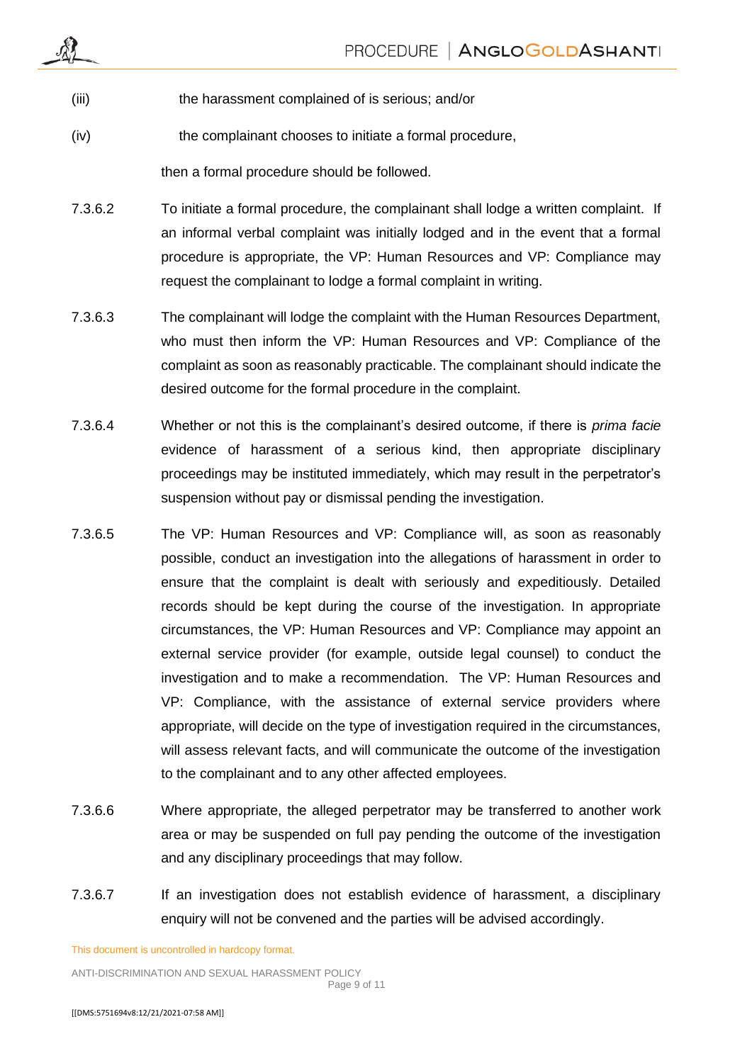(iii) the harassment complained of is serious; and/or

(iv) the complainant chooses to initiate a formal procedure,

then a formal procedure should be followed.

7.3.6.2 To initiate a formal procedure, the complainant shall lodge a written complaint. If an informal verbal complaint was initially lodged and in the event that a formal procedure is appropriate, the VP: Human Resources and VP: Compliance may request the complainant to lodge a formal complaint in writing.

7.3.6.3 The complainant will lodge the complaint with the Human Resources Department, who must then inform the VP: Human Resources and VP: Compliance of the complaint as soon as reasonably practicable. The complainant should indicate the desired outcome for the formal procedure in the complaint.

7.3.6.4 Whether or not this is the complainant's desired outcome, if there is *prima facie* evidence of harassment of a serious kind, then appropriate disciplinary proceedings may be instituted immediately, which may result in the perpetrator's suspension without pay or dismissal pending the investigation.

7.3.6.5 The VP: Human Resources and VP: Compliance will, as soon as reasonably possible, conduct an investigation into the allegations of harassment in order to ensure that the complaint is dealt with seriously and expeditiously. Detailed records should be kept during the course of the investigation. In appropriate circumstances, the VP: Human Resources and VP: Compliance may appoint an external service provider (for example, outside legal counsel) to conduct the investigation and to make a recommendation. The VP: Human Resources and VP: Compliance, with the assistance of external service providers where appropriate, will decide on the type of investigation required in the circumstances, will assess relevant facts, and will communicate the outcome of the investigation to the complainant and to any other affected employees.

7.3.6.6 Where appropriate, the alleged perpetrator may be transferred to another work area or may be suspended on full pay pending the outcome of the investigation and any disciplinary proceedings that may follow.

7.3.6.7 If an investigation does not establish evidence of harassment, a disciplinary enquiry will not be convened and the parties will be advised accordingly.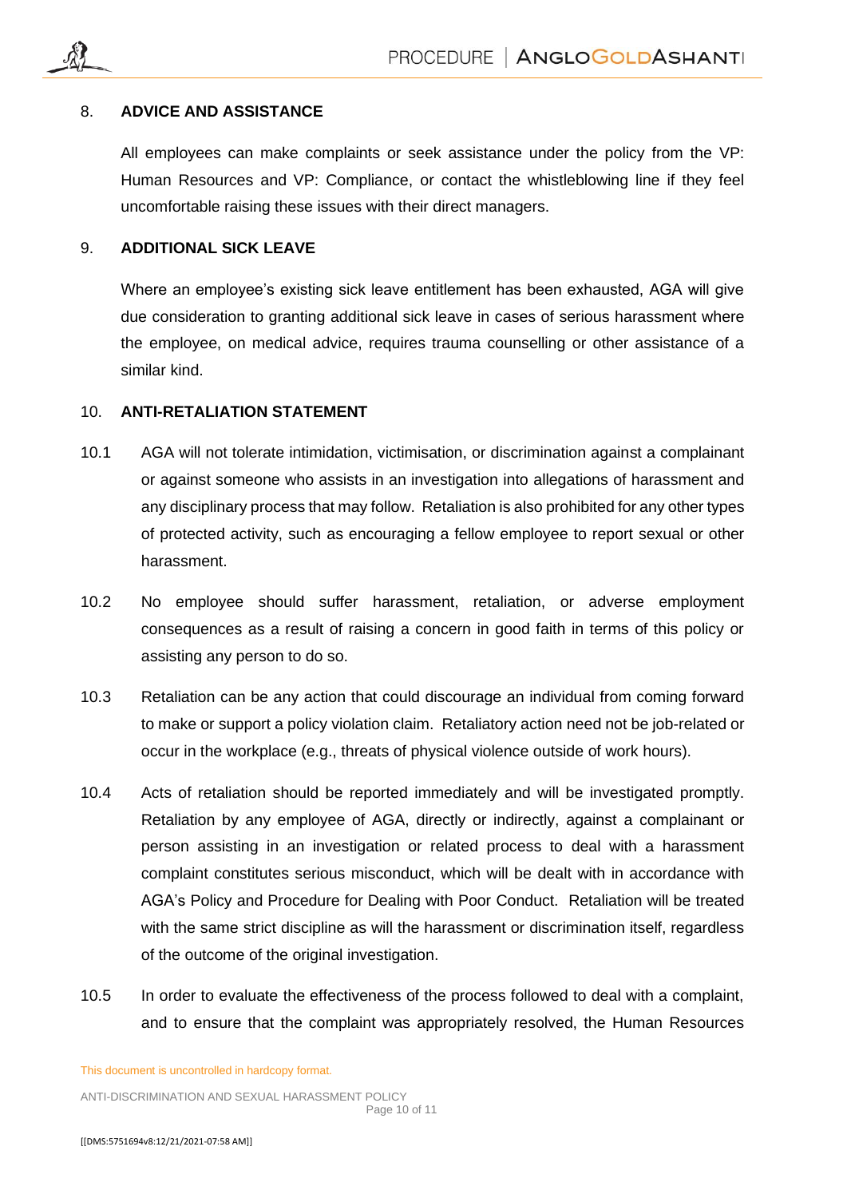## 8. ADVICE AND ASSISTANCE

All employees can make complaints or seek assistance under the policy from the VP: Human Resources and VP: Compliance, or contact the whistleblowing line if they feel uncomfortable raising these issues with their direct managers.

## 9. ADDITIONAL SICK LEAVE

Where an employee's existing sick leave entitlement has been exhausted, AGA will give due consideration to granting additional sick leave in cases of serious harassment where the employee, on medical advice, requires trauma counselling or other assistance of a similar kind.

## 10. ANTI-RETALIATION STATEMENT

10.1 AGA will not tolerate intimidation, victimisation, or discrimination against a complainant or against someone who assists in an investigation into allegations of harassment and any disciplinary process that may follow. Retaliation is also prohibited for any other types of protected activity, such as encouraging a fellow employee to report sexual or other harassment.

10.2 No employee should suffer harassment, retaliation, or adverse employment consequences as a result of raising a concern in good faith in terms of this policy or assisting any person to do so.

10.3 Retaliation can be any action that could discourage an individual from coming forward to make or support a policy violation claim. Retaliatory action need not be job-related or occur in the workplace (e.g., threats of physical violence outside of work hours).

10.4 Acts of retaliation should be reported immediately and will be investigated promptly. Retaliation by any employee of AGA, directly or indirectly, against a complainant or person assisting in an investigation or related process to deal with a harassment complaint constitutes serious misconduct, which will be dealt with in accordance with AGA's Policy and Procedure for Dealing with Poor Conduct. Retaliation will be treated with the same strict discipline as will the harassment or discrimination itself, regardless of the outcome of the original investigation.

10.5 In order to evaluate the effectiveness of the process followed to deal with a complaint, and to ensure that the complaint was appropriately resolved, the Human Resources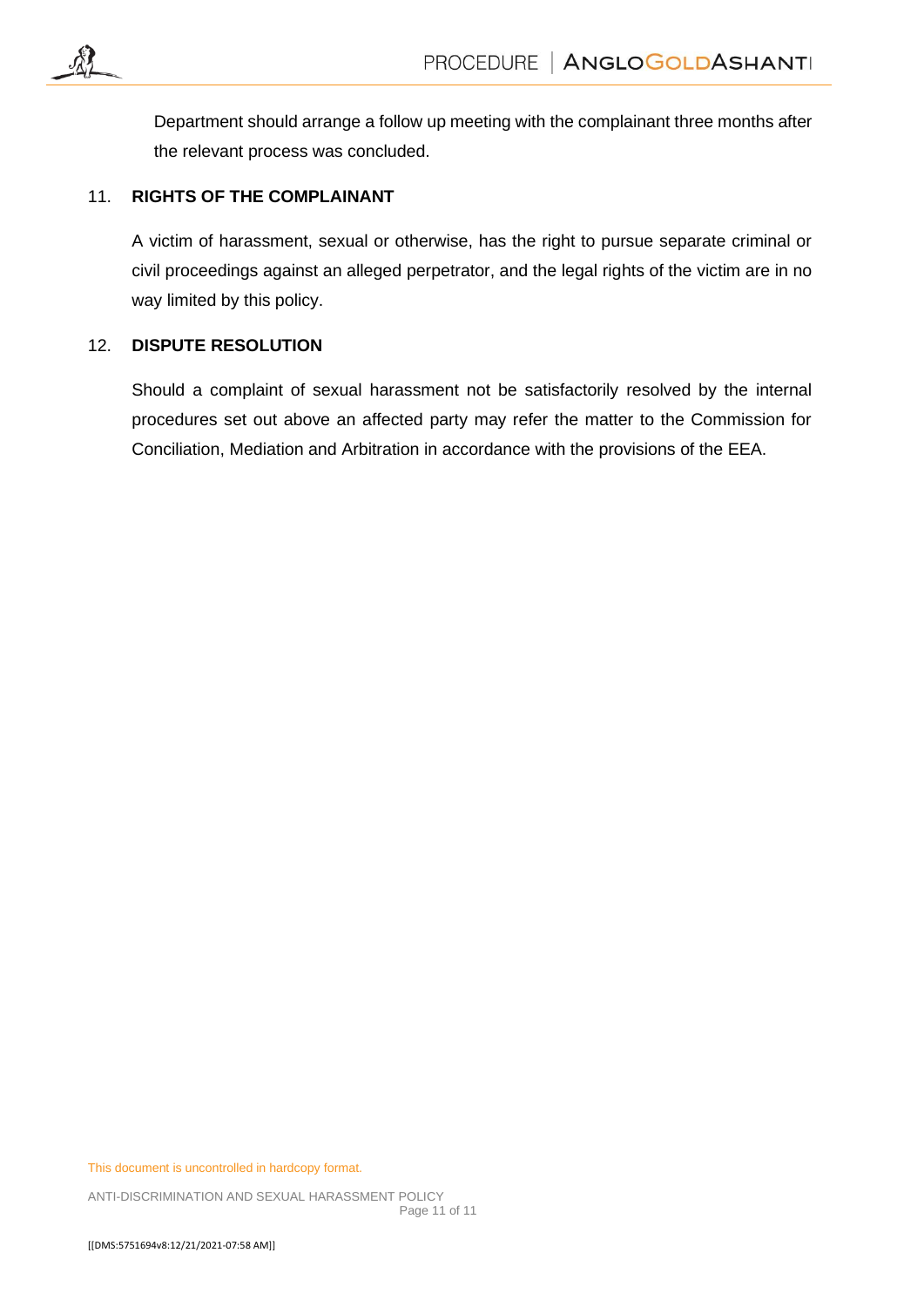Department should arrange a follow up meeting with the complainant three months after the relevant process was concluded.

## 11. RIGHTS OF THE COMPLAINANT

A victim of harassment, sexual or otherwise, has the right to pursue separate criminal or civil proceedings against an alleged perpetrator, and the legal rights of the victim are in no way limited by this policy.

## 12. DISPUTE RESOLUTION

Should a complaint of sexual harassment not be satisfactorily resolved by the internal procedures set out above an affected party may refer the matter to the Commission for Conciliation, Mediation and Arbitration in accordance with the provisions of the EEA.